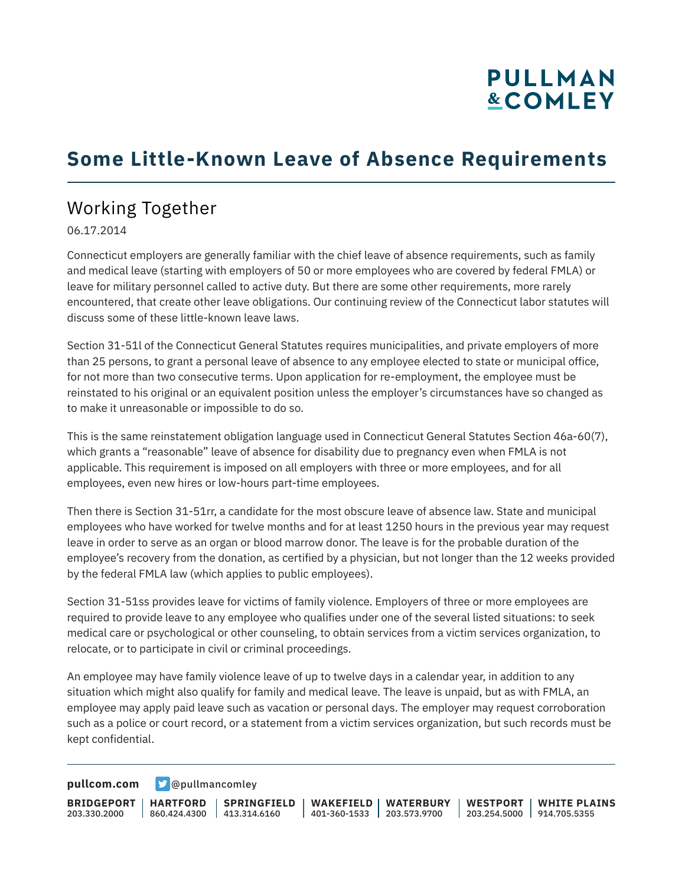# Some Little-Known Leave of Absence Requirements

## Working Together

06.17.2014

Connecticut employers are generally familiar with the chief leave of absence requirements, such as family and medical leave (starting with employers of 50 or more employees who are covered by federal FMLA) or leave for military personnel called to active duty. But there are some other requirements, more rarely encountered, that create other leave obligations. Our continuing review of the Connecticut labor statutes will discuss some of these little-known leave laws.

Section 31-51l of the Connecticut General Statutes requires municipalities, and private employers of more than 25 persons, to grant a personal leave of absence to any employee elected to state or municipal office, for not more than two consecutive terms. Upon application for re-employment, the employee must be reinstated to his original or an equivalent position unless the employer's circumstances have so changed as to make it unreasonable or impossible to do so.

This is the same reinstatement obligation language used in Connecticut General Statutes Section 46a-60(7), which grants a "reasonable" leave of absence for disability due to pregnancy even when FMLA is not applicable. This requirement is imposed on all employers with three or more employees, and for all employees, even new hires or low-hours part-time employees.

Then there is Section 31-51rr, a candidate for the most obscure leave of absence law. State and municipal employees who have worked for twelve months and for at least 1250 hours in the previous year may request leave in order to serve as an organ or blood marrow donor. The leave is for the probable duration of the employee's recovery from the donation, as certified by a physician, but not longer than the 12 weeks provided by the federal FMLA law (which applies to public employees).

Section 31-51ss provides leave for victims of family violence. Employers of three or more employees are required to provide leave to any employee who qualifies under one of the several listed situations: to seek medical care or psychological or other counseling, to obtain services from a victim services organization, to relocate, or to participate in civil or criminal proceedings.

An employee may have family violence leave of up to twelve days in a calendar year, in addition to any situation which might also qualify for family and medical leave. The leave is unpaid, but as with FMLA, an employee may apply paid leave such as vacation or personal days. The employer may request corroboration such as a police or court record, or a statement from a victim services organization, but such records must be kept confidential.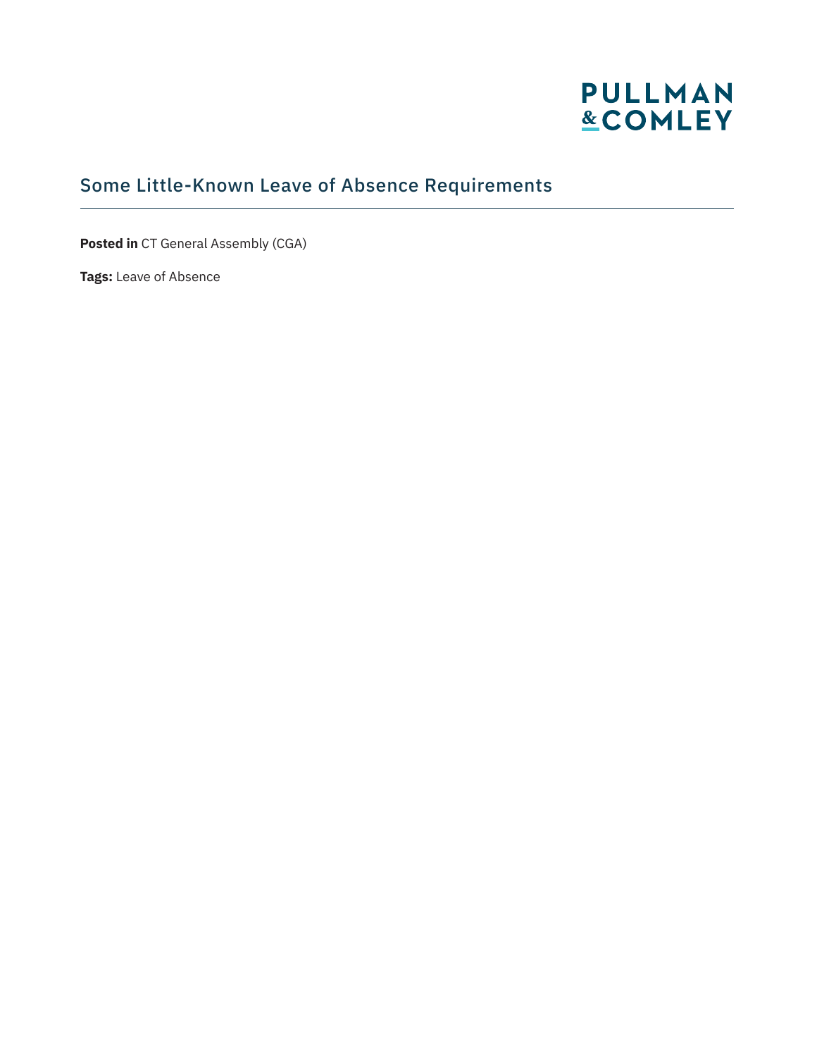PULLMAN & COMLEY

## Some Little-Known Leave of Absence Requirements

**Posted in** CT General Assembly (CGA)

**Tags:** Leave of Absence